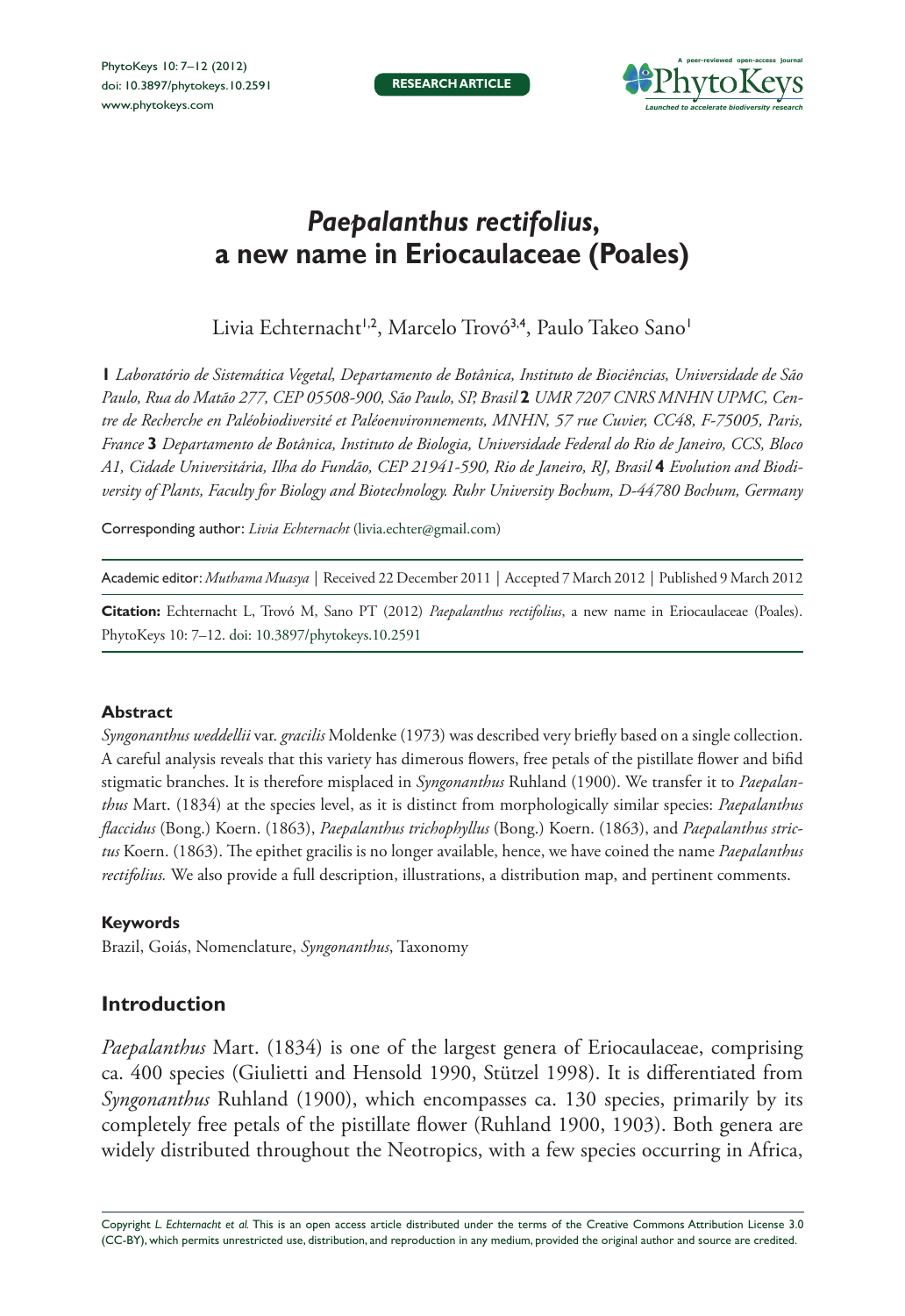# *Paepalanthus rectifolius*, a new name in Eriocaulaceae (Poales)

Livia Echternacht[1,2], Marcelo Trovó[3,4], Paulo Takeo Sano[1]

**1** *Laboratório de Sistemática Vegetal, Departamento de Botânica, Instituto de Biociências, Universidade de São Paulo, Rua do Matão 277, CEP 05508-900, São Paulo, SP, Brasil* **2** *UMR 7207 CNRS MNHN UPMC, Centre de Recherche en Paléobiodiversité et Paléoenvironnements, MNHN, 57 rue Cuvier, CC48, F-75005, Paris, France* **3** *Departamento de Botânica, Instituto de Biologia, Universidade Federal do Rio de Janeiro, CCS, Bloco A1, Cidade Universitária, Ilha do Fundão, CEP 21941-590, Rio de Janeiro, RJ, Brasil* **4** *Evolution and Biodiversity of Plants, Faculty for Biology and Biotechnology. Ruhr University Bochum, D-44780 Bochum, Germany*

Corresponding author: *Livia Echternacht* (livia.echter@gmail.com)

Academic editor: *Muthama Muasya* | Received 22 December 2011 | Accepted 7 March 2012 | Published 9 March 2012

**Citation:** Echternacht L, Trovó M, Sano PT (2012) *Paepalanthus rectifolius*, a new name in Eriocaulaceae (Poales). PhytoKeys 10: 7–12. doi: 10.3897/phytokeys.10.2591

#### Abstract

*Syngonanthus weddellii* var. *gracilis* Moldenke (1973) was described very briefly based on a single collection. A careful analysis reveals that this variety has dimerous flowers, free petals of the pistillate flower and bifid stigmatic branches. It is therefore misplaced in *Syngonanthus* Ruhland (1900). We transfer it to *Paepalanthus* Mart. (1834) at the species level, as it is distinct from morphologically similar species: *Paepalanthus flaccidus* (Bong.) Koern. (1863), *Paepalanthus trichophyllus* (Bong.) Koern. (1863), and *Paepalanthus strictus* Koern. (1863). The epithet gracilis is no longer available, hence, we have coined the name *Paepalanthus rectifolius.* We also provide a full description, illustrations, a distribution map, and pertinent comments.

#### Keywords

Brazil, Goiás, Nomenclature, *Syngonanthus*, Taxonomy

## Introduction

*Paepalanthus* Mart. (1834) is one of the largest genera of Eriocaulaceae, comprising ca. 400 species (Giulietti and Hensold 1990, Stützel 1998). It is differentiated from *Syngonanthus* Ruhland (1900), which encompasses ca. 130 species, primarily by its completely free petals of the pistillate flower (Ruhland 1900, 1903). Both genera are widely distributed throughout the Neotropics, with a few species occurring in Africa,

Copyright *L. Echternacht et al.* This is an open access article distributed under the terms of the Creative Commons Attribution License 3.0 (CC-BY), which permits unrestricted use, distribution, and reproduction in any medium, provided the original author and source are credited.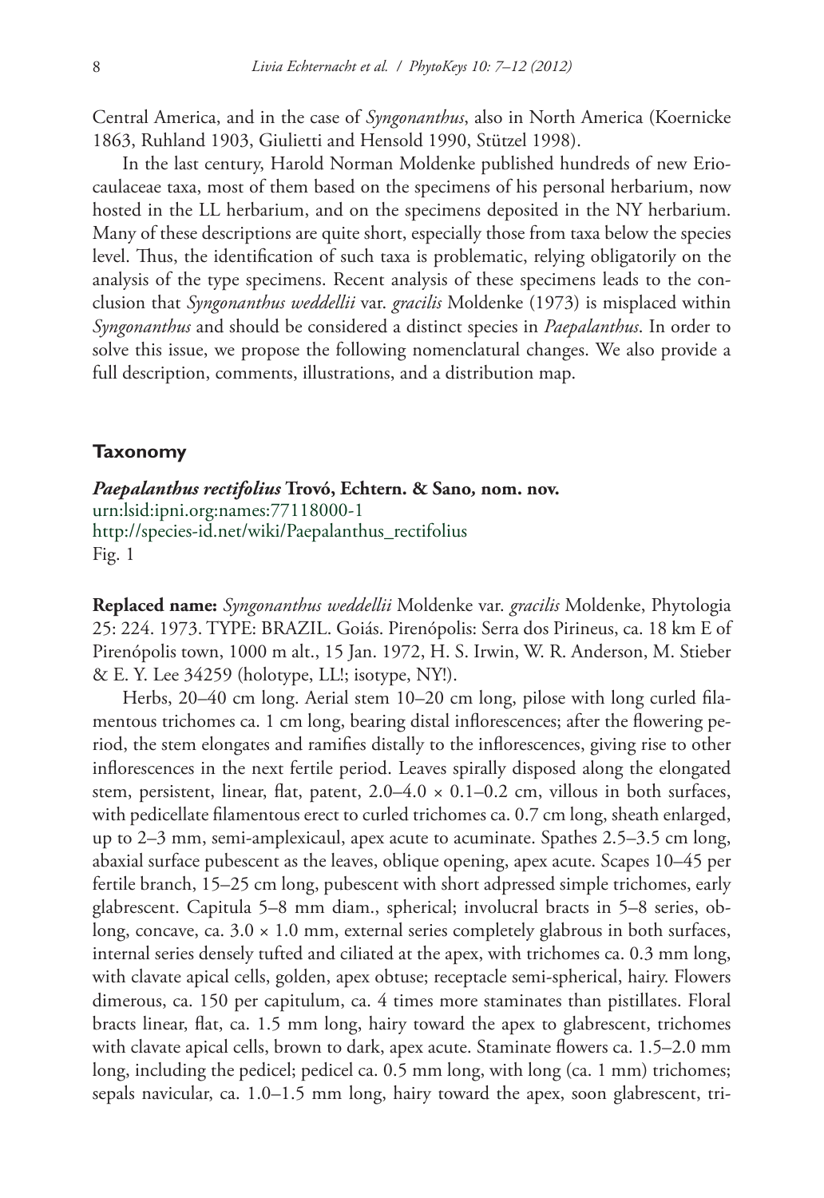Central America, and in the case of *Syngonanthus*, also in North America (Koernicke 1863, Ruhland 1903, Giulietti and Hensold 1990, Stützel 1998).

In the last century, Harold Norman Moldenke published hundreds of new Eriocaulaceae taxa, most of them based on the specimens of his personal herbarium, now hosted in the LL herbarium, and on the specimens deposited in the NY herbarium. Many of these descriptions are quite short, especially those from taxa below the species level. Thus, the identification of such taxa is problematic, relying obligatorily on the analysis of the type specimens. Recent analysis of these specimens leads to the conclusion that *Syngonanthus weddellii* var. *gracilis* Moldenke (1973) is misplaced within *Syngonanthus* and should be considered a distinct species in *Paepalanthus*. In order to solve this issue, we propose the following nomenclatural changes. We also provide a full description, comments, illustrations, and a distribution map.

## Taxonomy

***Paepalanthus rectifolius*** **Trovó, Echtern. & Sano*,* nom. nov.**
urn:lsid:ipni.org:names:77118000-1
http://species-id.net/wiki/Paepalanthus_rectifolius
Fig. 1

**Replaced name:** *Syngonanthus weddellii* Moldenke var. *gracilis* Moldenke, Phytologia 25: 224. 1973. TYPE: BRAZIL. Goiás. Pirenópolis: Serra dos Pirineus, ca. 18 km E of Pirenópolis town, 1000 m alt., 15 Jan. 1972, H. S. Irwin, W. R. Anderson, M. Stieber & E. Y. Lee 34259 (holotype, LL!; isotype, NY!).

Herbs, 20–40 cm long. Aerial stem 10–20 cm long, pilose with long curled filamentous trichomes ca. 1 cm long, bearing distal inflorescences; after the flowering period, the stem elongates and ramifies distally to the inflorescences, giving rise to other inflorescences in the next fertile period. Leaves spirally disposed along the elongated stem, persistent, linear, flat, patent, 2.0–4.0 × 0.1–0.2 cm, villous in both surfaces, with pedicellate filamentous erect to curled trichomes ca. 0.7 cm long, sheath enlarged, up to 2–3 mm, semi-amplexicaul, apex acute to acuminate. Spathes 2.5–3.5 cm long, abaxial surface pubescent as the leaves, oblique opening, apex acute. Scapes 10–45 per fertile branch, 15–25 cm long, pubescent with short adpressed simple trichomes, early glabrescent. Capitula 5–8 mm diam., spherical; involucral bracts in 5–8 series, oblong, concave, ca. 3.0 × 1.0 mm, external series completely glabrous in both surfaces, internal series densely tufted and ciliated at the apex, with trichomes ca. 0.3 mm long, with clavate apical cells, golden, apex obtuse; receptacle semi-spherical, hairy. Flowers dimerous, ca. 150 per capitulum, ca. 4 times more staminates than pistillates. Floral bracts linear, flat, ca. 1.5 mm long, hairy toward the apex to glabrescent, trichomes with clavate apical cells, brown to dark, apex acute. Staminate flowers ca. 1.5–2.0 mm long, including the pedicel; pedicel ca. 0.5 mm long, with long (ca. 1 mm) trichomes; sepals navicular, ca. 1.0–1.5 mm long, hairy toward the apex, soon glabrescent, tri-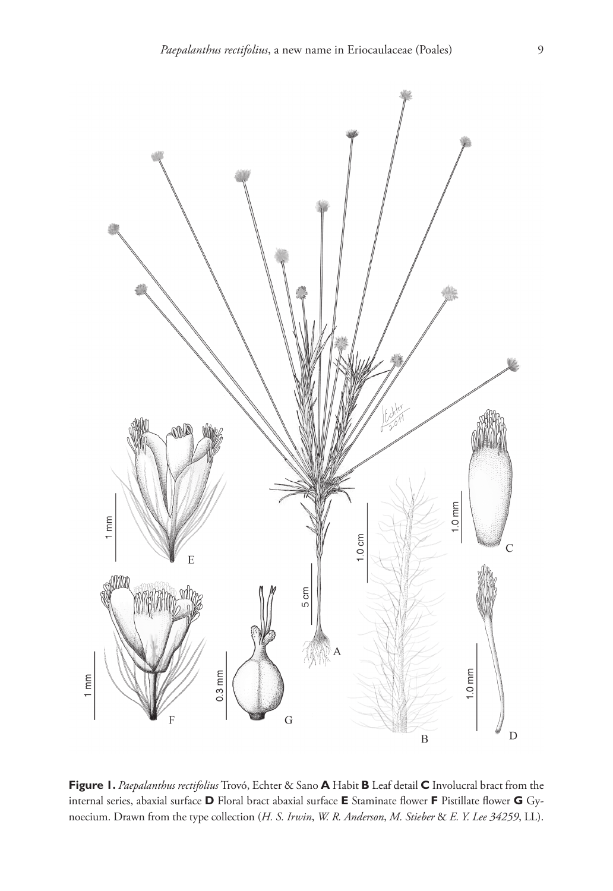**Figure 1.** *Paepalanthus rectifolius* Trovó, Echter & Sano **A** Habit **B** Leaf detail **C** Involucral bract from the internal series, abaxial surface **D** Floral bract abaxial surface **E** Staminate flower **F** Pistillate flower **G** Gynoecium. Drawn from the type collection (*H. S. Irwin*, *W. R. Anderson*, *M. Stieber* & *E. Y. Lee 34259*, LL).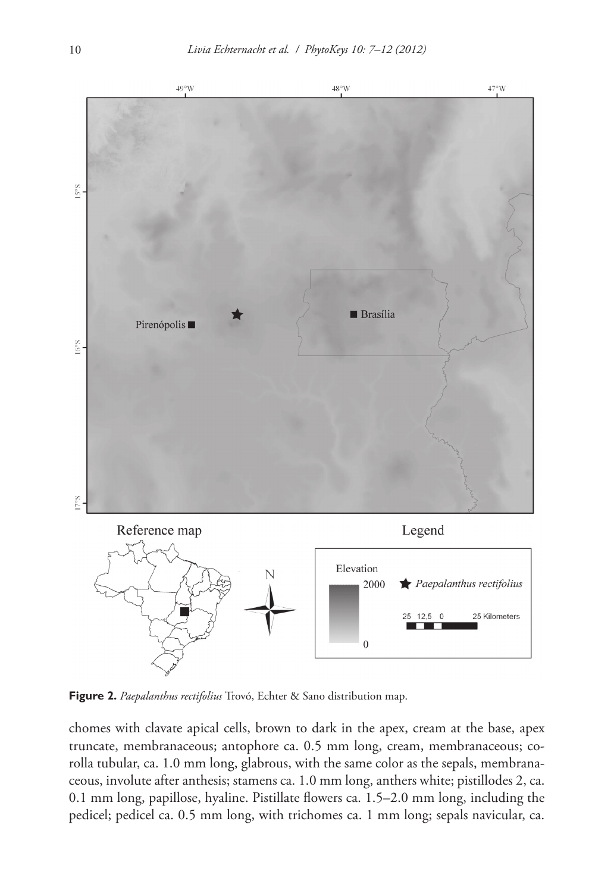**Figure 2.** *Paepalanthus rectifolius* Trovó, Echter & Sano distribution map.

chomes with clavate apical cells, brown to dark in the apex, cream at the base, apex truncate, membranaceous; antophore ca. 0.5 mm long, cream, membranaceous; corolla tubular, ca. 1.0 mm long, glabrous, with the same color as the sepals, membranaceous, involute after anthesis; stamens ca. 1.0 mm long, anthers white; pistillodes 2, ca. 0.1 mm long, papillose, hyaline. Pistillate flowers ca. 1.5–2.0 mm long, including the pedicel; pedicel ca. 0.5 mm long, with trichomes ca. 1 mm long; sepals navicular, ca.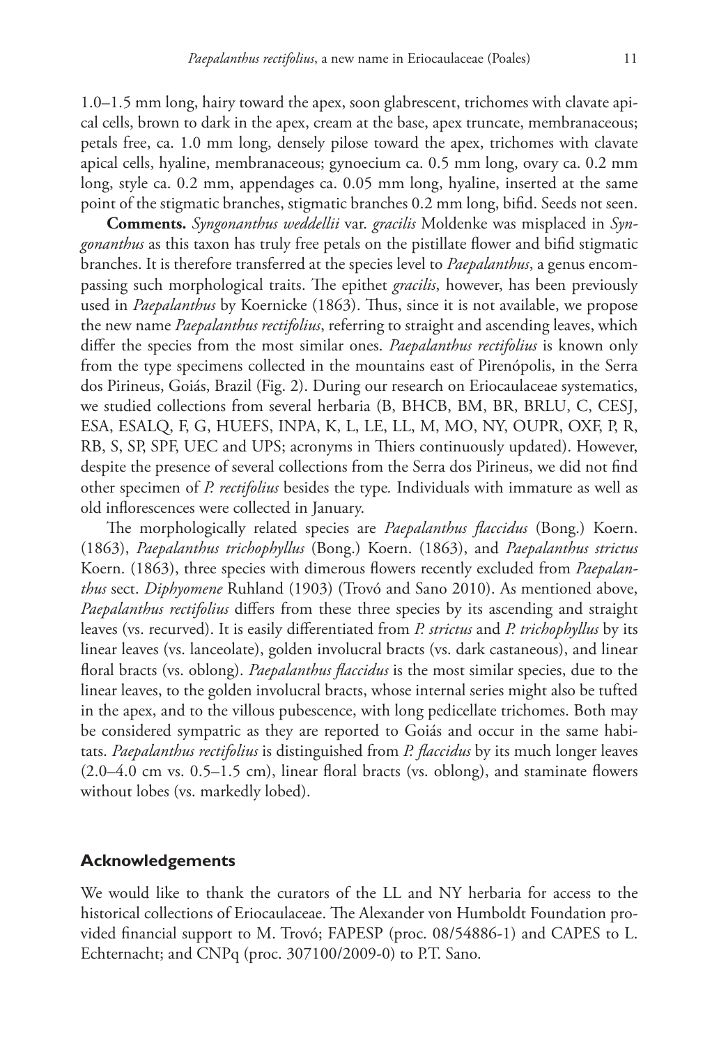1.0–1.5 mm long, hairy toward the apex, soon glabrescent, trichomes with clavate apical cells, brown to dark in the apex, cream at the base, apex truncate, membranaceous; petals free, ca. 1.0 mm long, densely pilose toward the apex, trichomes with clavate apical cells, hyaline, membranaceous; gynoecium ca. 0.5 mm long, ovary ca. 0.2 mm long, style ca. 0.2 mm, appendages ca. 0.05 mm long, hyaline, inserted at the same point of the stigmatic branches, stigmatic branches 0.2 mm long, bifid. Seeds not seen.

**Comments.** *Syngonanthus weddellii* var. *gracilis* Moldenke was misplaced in *Syngonanthus* as this taxon has truly free petals on the pistillate flower and bifid stigmatic branches. It is therefore transferred at the species level to *Paepalanthus*, a genus encompassing such morphological traits. The epithet *gracilis*, however, has been previously used in *Paepalanthus* by Koernicke (1863). Thus, since it is not available, we propose the new name *Paepalanthus rectifolius*, referring to straight and ascending leaves, which differ the species from the most similar ones. *Paepalanthus rectifolius* is known only from the type specimens collected in the mountains east of Pirenópolis, in the Serra dos Pirineus, Goiás, Brazil (Fig. 2). During our research on Eriocaulaceae systematics, we studied collections from several herbaria (B, BHCB, BM, BR, BRLU, C, CESJ, ESA, ESALQ, F, G, HUEFS, INPA, K, L, LE, LL, M, MO, NY, OUPR, OXF, P, R, RB, S, SP, SPF, UEC and UPS; acronyms in Thiers continuously updated). However, despite the presence of several collections from the Serra dos Pirineus, we did not find other specimen of *P. rectifolius* besides the type. Individuals with immature as well as old inflorescences were collected in January.

The morphologically related species are *Paepalanthus flaccidus* (Bong.) Koern. (1863), *Paepalanthus trichophyllus* (Bong.) Koern. (1863), and *Paepalanthus strictus* Koern. (1863), three species with dimerous flowers recently excluded from *Paepalanthus* sect. *Diphyomene* Ruhland (1903) (Trovó and Sano 2010). As mentioned above, *Paepalanthus rectifolius* differs from these three species by its ascending and straight leaves (vs. recurved). It is easily differentiated from *P. strictus* and *P. trichophyllus* by its linear leaves (vs. lanceolate), golden involucral bracts (vs. dark castaneous), and linear floral bracts (vs. oblong). *Paepalanthus flaccidus* is the most similar species, due to the linear leaves, to the golden involucral bracts, whose internal series might also be tufted in the apex, and to the villous pubescence, with long pedicellate trichomes. Both may be considered sympatric as they are reported to Goiás and occur in the same habitats. *Paepalanthus rectifolius* is distinguished from *P. flaccidus* by its much longer leaves (2.0–4.0 cm vs. 0.5–1.5 cm), linear floral bracts (vs. oblong), and staminate flowers without lobes (vs. markedly lobed).

## Acknowledgements

We would like to thank the curators of the LL and NY herbaria for access to the historical collections of Eriocaulaceae. The Alexander von Humboldt Foundation provided financial support to M. Trovó; FAPESP (proc. 08/54886-1) and CAPES to L. Echternacht; and CNPq (proc. 307100/2009-0) to P.T. Sano.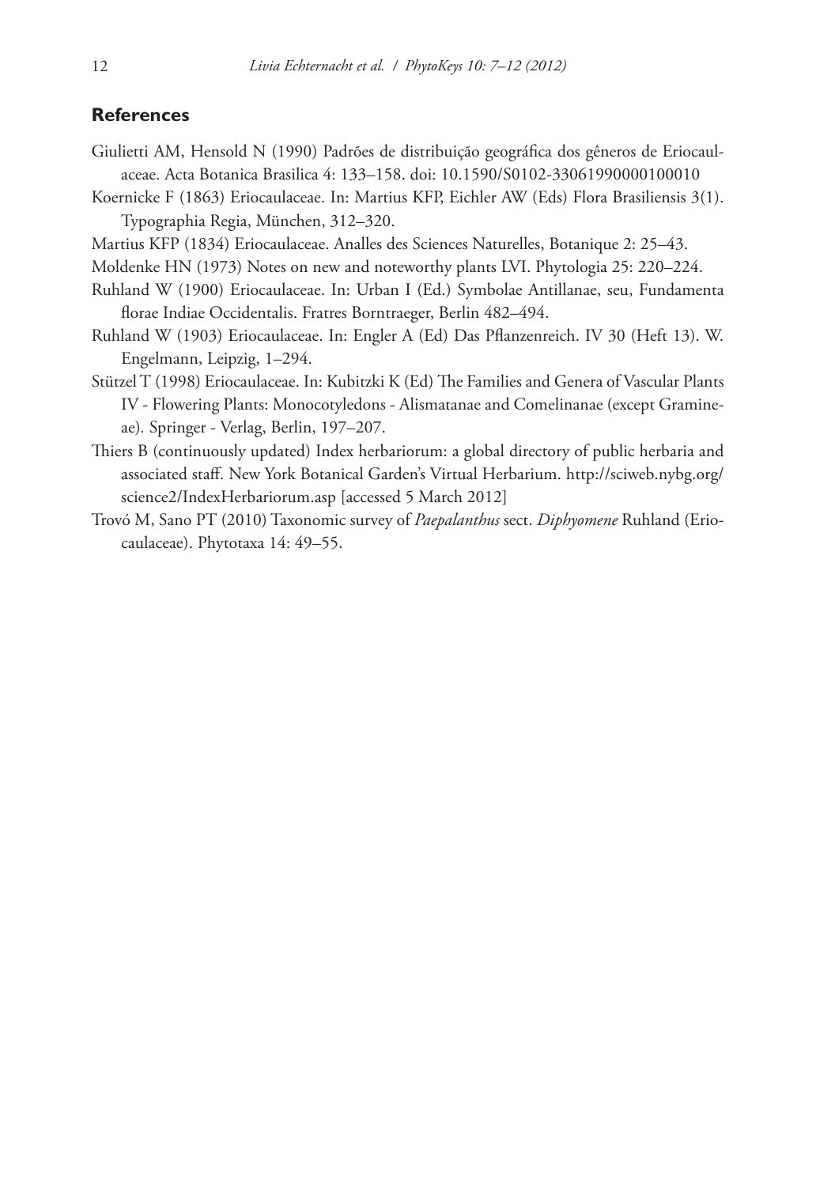## References

Giulietti AM, Hensold N (1990) Padrões de distribuição geográfica dos gêneros de Eriocaulaceae. Acta Botanica Brasilica 4: 133–158. doi: 10.1590/S0102-33061990000100010

Koernicke F (1863) Eriocaulaceae. In: Martius KFP, Eichler AW (Eds) Flora Brasiliensis 3(1). Typographia Regia, München, 312–320.

Martius KFP (1834) Eriocaulaceae. Analles des Sciences Naturelles, Botanique 2: 25–43.

Moldenke HN (1973) Notes on new and noteworthy plants LVI. Phytologia 25: 220–224.

Ruhland W (1900) Eriocaulaceae. In: Urban I (Ed.) Symbolae Antillanae, seu, Fundamenta florae Indiae Occidentalis. Fratres Borntraeger, Berlin 482–494.

Ruhland W (1903) Eriocaulaceae. In: Engler A (Ed) Das Pflanzenreich. IV 30 (Heft 13). W. Engelmann, Leipzig, 1–294.

Stützel T (1998) Eriocaulaceae. In: Kubitzki K (Ed) The Families and Genera of Vascular Plants IV - Flowering Plants: Monocotyledons - Alismatanae and Comelinanae (except Gramineae). Springer - Verlag, Berlin, 197–207.

Thiers B (continuously updated) Index herbariorum: a global directory of public herbaria and associated staff. New York Botanical Garden's Virtual Herbarium. http://sciweb.nybg.org/science2/IndexHerbariorum.asp [accessed 5 March 2012]

Trovó M, Sano PT (2010) Taxonomic survey of *Paepalanthus* sect. *Diphyomene* Ruhland (Eriocaulaceae). Phytotaxa 14: 49–55.